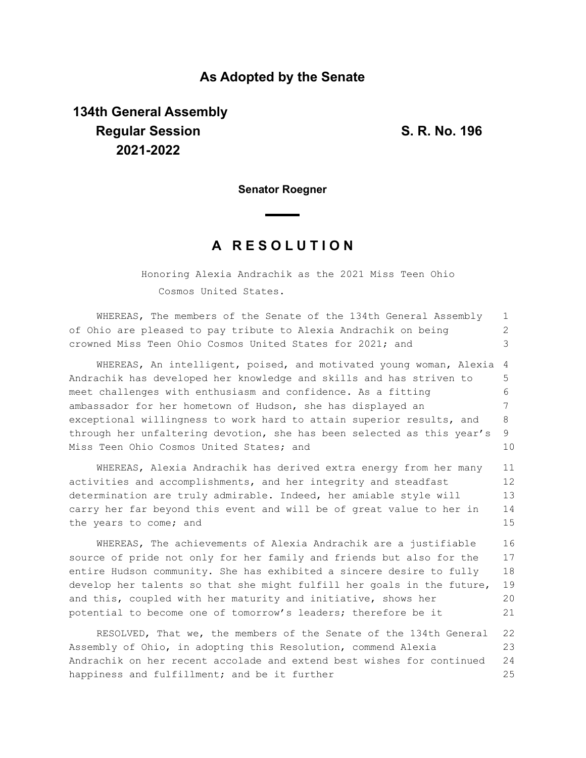## As Adopted by the Senate

**134th General Assembly**
**Regular Session**
**2021-2022**

**S. R. No. 196**

**Senator Roegner**

# A R E S O L U T I O N

Honoring Alexia Andrachik as the 2021 Miss Teen Ohio Cosmos United States.

WHEREAS, The members of the Senate of the 134th General Assembly of Ohio are pleased to pay tribute to Alexia Andrachik on being crowned Miss Teen Ohio Cosmos United States for 2021; and

WHEREAS, An intelligent, poised, and motivated young woman, Alexia Andrachik has developed her knowledge and skills and has striven to meet challenges with enthusiasm and confidence. As a fitting ambassador for her hometown of Hudson, she has displayed an exceptional willingness to work hard to attain superior results, and through her unfaltering devotion, she has been selected as this year's Miss Teen Ohio Cosmos United States; and

WHEREAS, Alexia Andrachik has derived extra energy from her many activities and accomplishments, and her integrity and steadfast determination are truly admirable. Indeed, her amiable style will carry her far beyond this event and will be of great value to her in the years to come; and

WHEREAS, The achievements of Alexia Andrachik are a justifiable source of pride not only for her family and friends but also for the entire Hudson community. She has exhibited a sincere desire to fully develop her talents so that she might fulfill her goals in the future, and this, coupled with her maturity and initiative, shows her potential to become one of tomorrow's leaders; therefore be it

RESOLVED, That we, the members of the Senate of the 134th General Assembly of Ohio, in adopting this Resolution, commend Alexia Andrachik on her recent accolade and extend best wishes for continued happiness and fulfillment; and be it further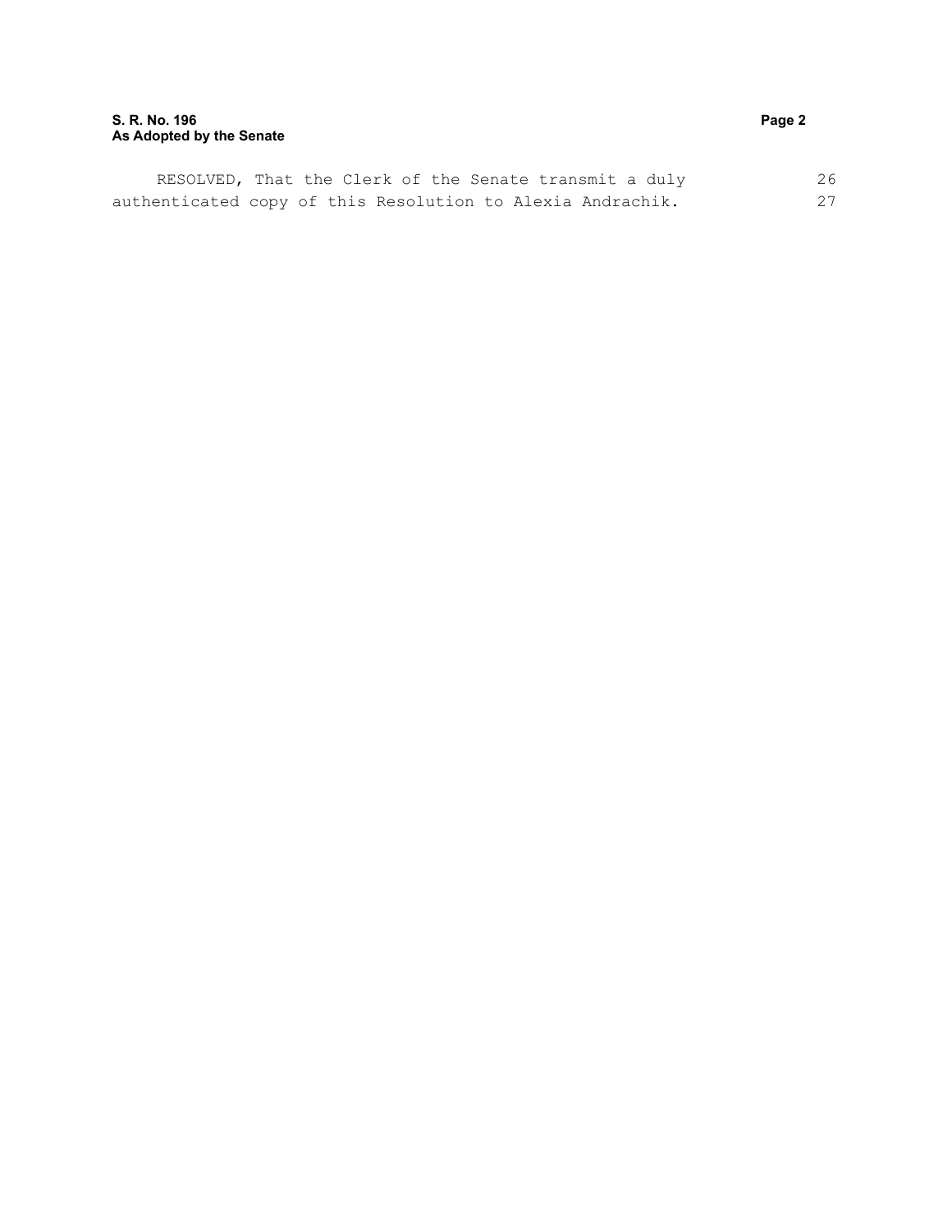RESOLVED, That the Clerk of the Senate transmit a duly authenticated copy of this Resolution to Alexia Andrachik.